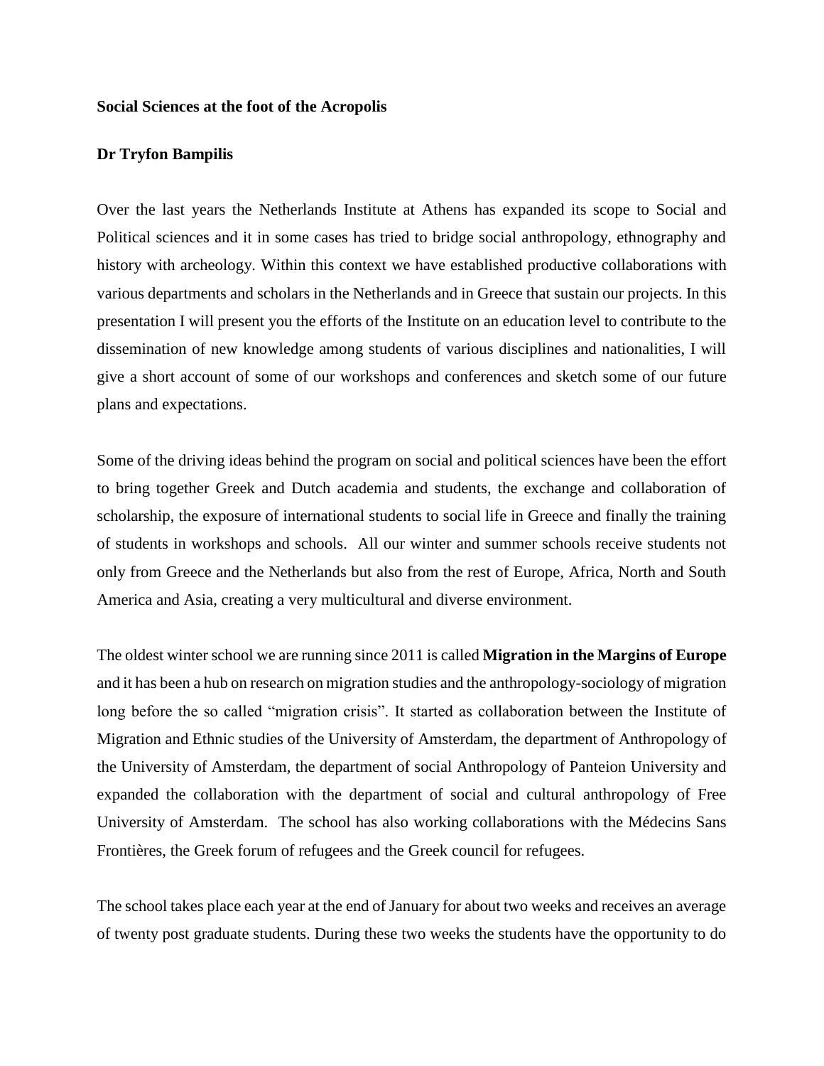**Social Sciences at the foot of the Acropolis**

**Dr Tryfon Bampilis**

Over the last years the Netherlands Institute at Athens has expanded its scope to Social and Political sciences and it in some cases has tried to bridge social anthropology, ethnography and history with archeology. Within this context we have established productive collaborations with various departments and scholars in the Netherlands and in Greece that sustain our projects. In this presentation I will present you the efforts of the Institute on an education level to contribute to the dissemination of new knowledge among students of various disciplines and nationalities, I will give a short account of some of our workshops and conferences and sketch some of our future plans and expectations.

Some of the driving ideas behind the program on social and political sciences have been the effort to bring together Greek and Dutch academia and students, the exchange and collaboration of scholarship, the exposure of international students to social life in Greece and finally the training of students in workshops and schools. All our winter and summer schools receive students not only from Greece and the Netherlands but also from the rest of Europe, Africa, North and South America and Asia, creating a very multicultural and diverse environment.

The oldest winter school we are running since 2011 is called **Migration in the Margins of Europe** and it has been a hub on research on migration studies and the anthropology-sociology of migration long before the so called "migration crisis". It started as collaboration between the Institute of Migration and Ethnic studies of the University of Amsterdam, the department of Anthropology of the University of Amsterdam, the department of social Anthropology of Panteion University and expanded the collaboration with the department of social and cultural anthropology of Free University of Amsterdam. The school has also working collaborations with the Médecins Sans Frontières, the Greek forum of refugees and the Greek council for refugees.

The school takes place each year at the end of January for about two weeks and receives an average of twenty post graduate students. During these two weeks the students have the opportunity to do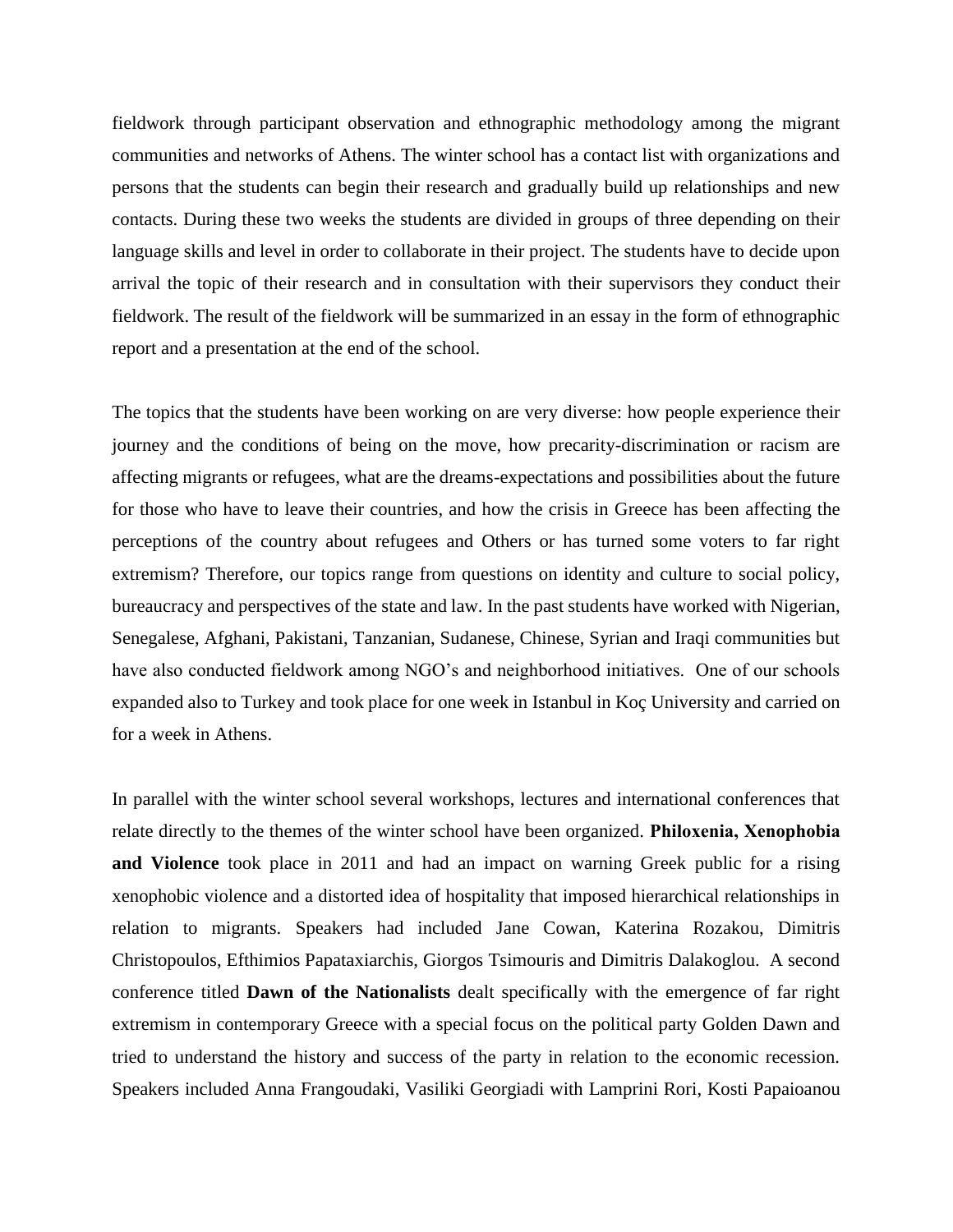fieldwork through participant observation and ethnographic methodology among the migrant communities and networks of Athens. The winter school has a contact list with organizations and persons that the students can begin their research and gradually build up relationships and new contacts. During these two weeks the students are divided in groups of three depending on their language skills and level in order to collaborate in their project. The students have to decide upon arrival the topic of their research and in consultation with their supervisors they conduct their fieldwork. The result of the fieldwork will be summarized in an essay in the form of ethnographic report and a presentation at the end of the school.

The topics that the students have been working on are very diverse: how people experience their journey and the conditions of being on the move, how precarity-discrimination or racism are affecting migrants or refugees, what are the dreams-expectations and possibilities about the future for those who have to leave their countries, and how the crisis in Greece has been affecting the perceptions of the country about refugees and Others or has turned some voters to far right extremism? Therefore, our topics range from questions on identity and culture to social policy, bureaucracy and perspectives of the state and law. In the past students have worked with Nigerian, Senegalese, Afghani, Pakistani, Tanzanian, Sudanese, Chinese, Syrian and Iraqi communities but have also conducted fieldwork among NGO's and neighborhood initiatives. One of our schools expanded also to Turkey and took place for one week in Istanbul in Koç University and carried on for a week in Athens.

In parallel with the winter school several workshops, lectures and international conferences that relate directly to the themes of the winter school have been organized. **Philoxenia, Xenophobia and Violence** took place in 2011 and had an impact on warning Greek public for a rising xenophobic violence and a distorted idea of hospitality that imposed hierarchical relationships in relation to migrants. Speakers had included Jane Cowan, Katerina Rozakou, Dimitris Christopoulos, Efthimios Papataxiarchis, Giorgos Tsimouris and Dimitris Dalakoglou. A second conference titled **Dawn of the Nationalists** dealt specifically with the emergence of far right extremism in contemporary Greece with a special focus on the political party Golden Dawn and tried to understand the history and success of the party in relation to the economic recession. Speakers included Anna Frangoudaki, Vasiliki Georgiadi with Lamprini Rori, Kosti Papaioanou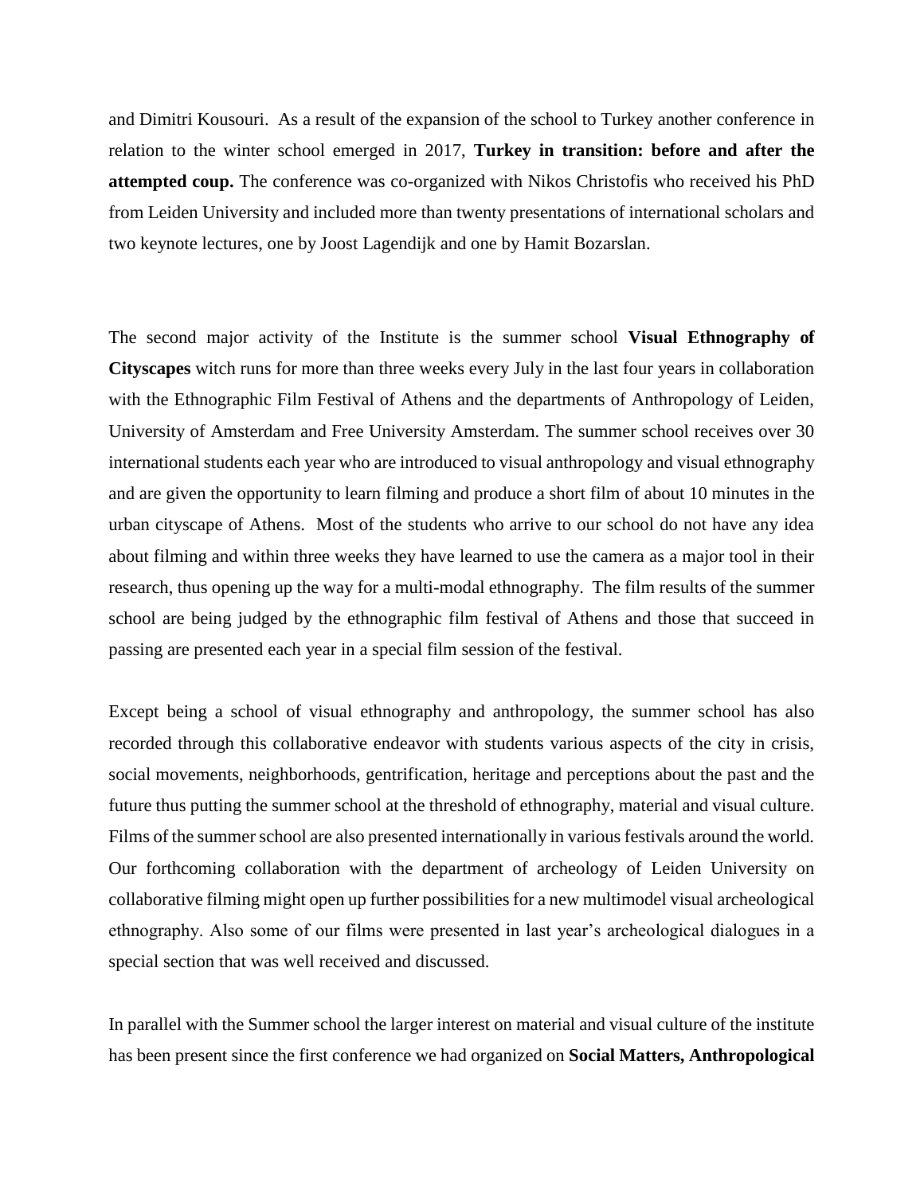and Dimitri Kousouri. As a result of the expansion of the school to Turkey another conference in relation to the winter school emerged in 2017, **Turkey in transition: before and after the attempted coup.** The conference was co-organized with Nikos Christofis who received his PhD from Leiden University and included more than twenty presentations of international scholars and two keynote lectures, one by Joost Lagendijk and one by Hamit Bozarslan.

The second major activity of the Institute is the summer school **Visual Ethnography of Cityscapes** witch runs for more than three weeks every July in the last four years in collaboration with the Ethnographic Film Festival of Athens and the departments of Anthropology of Leiden, University of Amsterdam and Free University Amsterdam. The summer school receives over 30 international students each year who are introduced to visual anthropology and visual ethnography and are given the opportunity to learn filming and produce a short film of about 10 minutes in the urban cityscape of Athens. Most of the students who arrive to our school do not have any idea about filming and within three weeks they have learned to use the camera as a major tool in their research, thus opening up the way for a multi-modal ethnography. The film results of the summer school are being judged by the ethnographic film festival of Athens and those that succeed in passing are presented each year in a special film session of the festival.

Except being a school of visual ethnography and anthropology, the summer school has also recorded through this collaborative endeavor with students various aspects of the city in crisis, social movements, neighborhoods, gentrification, heritage and perceptions about the past and the future thus putting the summer school at the threshold of ethnography, material and visual culture. Films of the summer school are also presented internationally in various festivals around the world. Our forthcoming collaboration with the department of archeology of Leiden University on collaborative filming might open up further possibilities for a new multimodel visual archeological ethnography. Also some of our films were presented in last year's archeological dialogues in a special section that was well received and discussed.

In parallel with the Summer school the larger interest on material and visual culture of the institute has been present since the first conference we had organized on **Social Matters, Anthropological**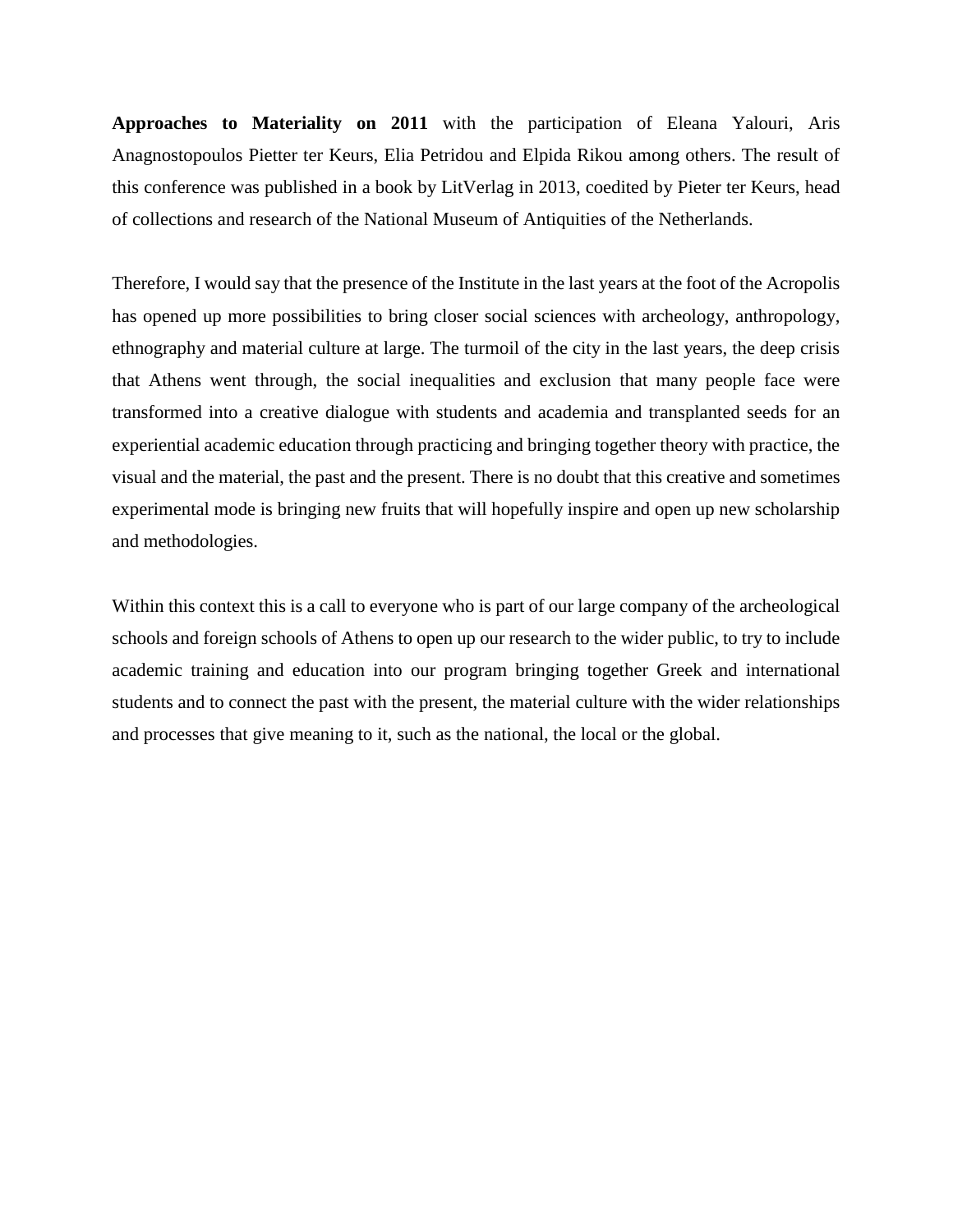**Approaches to Materiality on 2011** with the participation of Eleana Yalouri, Aris Anagnostopoulos Pietter ter Keurs, Elia Petridou and Elpida Rikou among others. The result of this conference was published in a book by LitVerlag in 2013, coedited by Pieter ter Keurs, head of collections and research of the National Museum of Antiquities of the Netherlands.

Therefore, I would say that the presence of the Institute in the last years at the foot of the Acropolis has opened up more possibilities to bring closer social sciences with archeology, anthropology, ethnography and material culture at large. The turmoil of the city in the last years, the deep crisis that Athens went through, the social inequalities and exclusion that many people face were transformed into a creative dialogue with students and academia and transplanted seeds for an experiential academic education through practicing and bringing together theory with practice, the visual and the material, the past and the present. There is no doubt that this creative and sometimes experimental mode is bringing new fruits that will hopefully inspire and open up new scholarship and methodologies.

Within this context this is a call to everyone who is part of our large company of the archeological schools and foreign schools of Athens to open up our research to the wider public, to try to include academic training and education into our program bringing together Greek and international students and to connect the past with the present, the material culture with the wider relationships and processes that give meaning to it, such as the national, the local or the global.